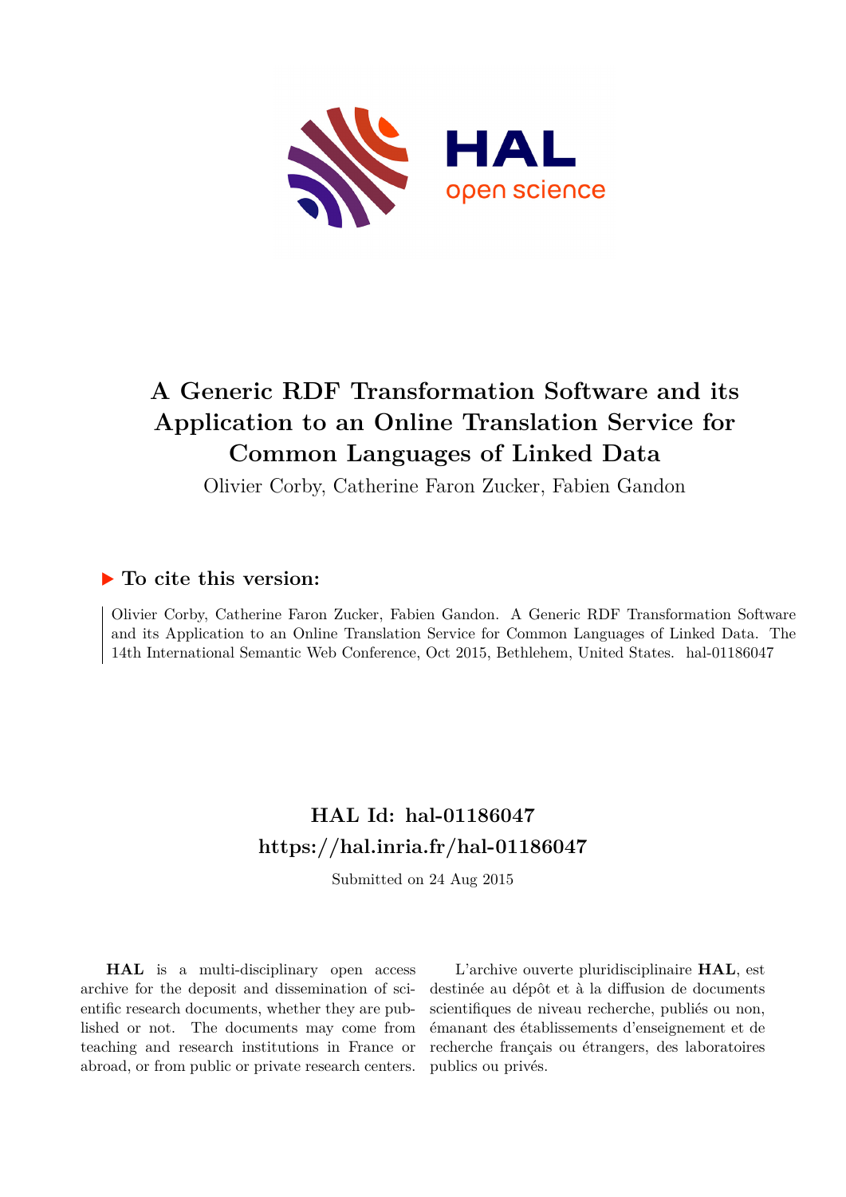# A Generic RDF Transformation Software and its Application to an Online Translation Service for Common Languages of Linked Data

Olivier Corby, Catherine Faron Zucker, Fabien Gandon

## ▶ To cite this version:

Olivier Corby, Catherine Faron Zucker, Fabien Gandon. A Generic RDF Transformation Software and its Application to an Online Translation Service for Common Languages of Linked Data. The 14th International Semantic Web Conference, Oct 2015, Bethlehem, United States. hal-01186047

## HAL Id: hal-01186047
## https://hal.inria.fr/hal-01186047

Submitted on 24 Aug 2015

**HAL** is a multi-disciplinary open access archive for the deposit and dissemination of scientific research documents, whether they are published or not. The documents may come from teaching and research institutions in France or abroad, or from public or private research centers.

L'archive ouverte pluridisciplinaire **HAL**, est destinée au dépôt et à la diffusion de documents scientifiques de niveau recherche, publiés ou non, émanant des établissements d'enseignement et de recherche français ou étrangers, des laboratoires publics ou privés.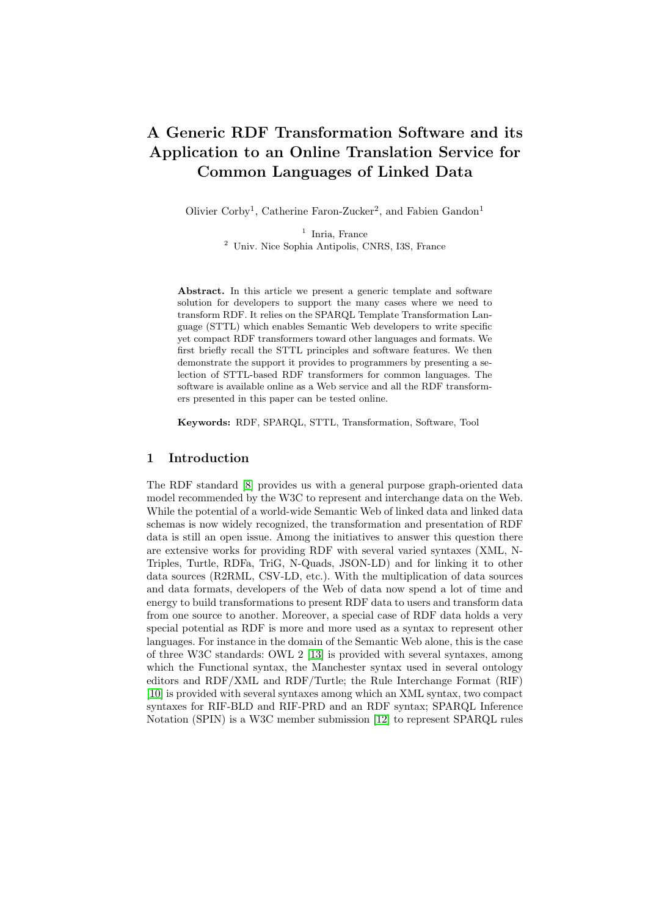# A Generic RDF Transformation Software and its Application to an Online Translation Service for Common Languages of Linked Data

Olivier Corby[1], Catherine Faron-Zucker[2], and Fabien Gandon[1]

[1] Inria, France
[2] Univ. Nice Sophia Antipolis, CNRS, I3S, France

**Abstract.** In this article we present a generic template and software solution for developers to support the many cases where we need to transform RDF. It relies on the SPARQL Template Transformation Language (STTL) which enables Semantic Web developers to write specific yet compact RDF transformers toward other languages and formats. We first briefly recall the STTL principles and software features. We then demonstrate the support it provides to programmers by presenting a selection of STTL-based RDF transformers for common languages. The software is available online as a Web service and all the RDF transformers presented in this paper can be tested online.

**Keywords:** RDF, SPARQL, STTL, Transformation, Software, Tool

## 1 Introduction

The RDF standard [8] provides us with a general purpose graph-oriented data model recommended by the W3C to represent and interchange data on the Web. While the potential of a world-wide Semantic Web of linked data and linked data schemas is now widely recognized, the transformation and presentation of RDF data is still an open issue. Among the initiatives to answer this question there are extensive works for providing RDF with several varied syntaxes (XML, N-Triples, Turtle, RDFa, TriG, N-Quads, JSON-LD) and for linking it to other data sources (R2RML, CSV-LD, etc.). With the multiplication of data sources and data formats, developers of the Web of data now spend a lot of time and energy to build transformations to present RDF data to users and transform data from one source to another. Moreover, a special case of RDF data holds a very special potential as RDF is more and more used as a syntax to represent other languages. For instance in the domain of the Semantic Web alone, this is the case of three W3C standards: OWL 2 [13] is provided with several syntaxes, among which the Functional syntax, the Manchester syntax used in several ontology editors and RDF/XML and RDF/Turtle; the Rule Interchange Format (RIF) [10] is provided with several syntaxes among which an XML syntax, two compact syntaxes for RIF-BLD and RIF-PRD and an RDF syntax; SPARQL Inference Notation (SPIN) is a W3C member submission [12] to represent SPARQL rules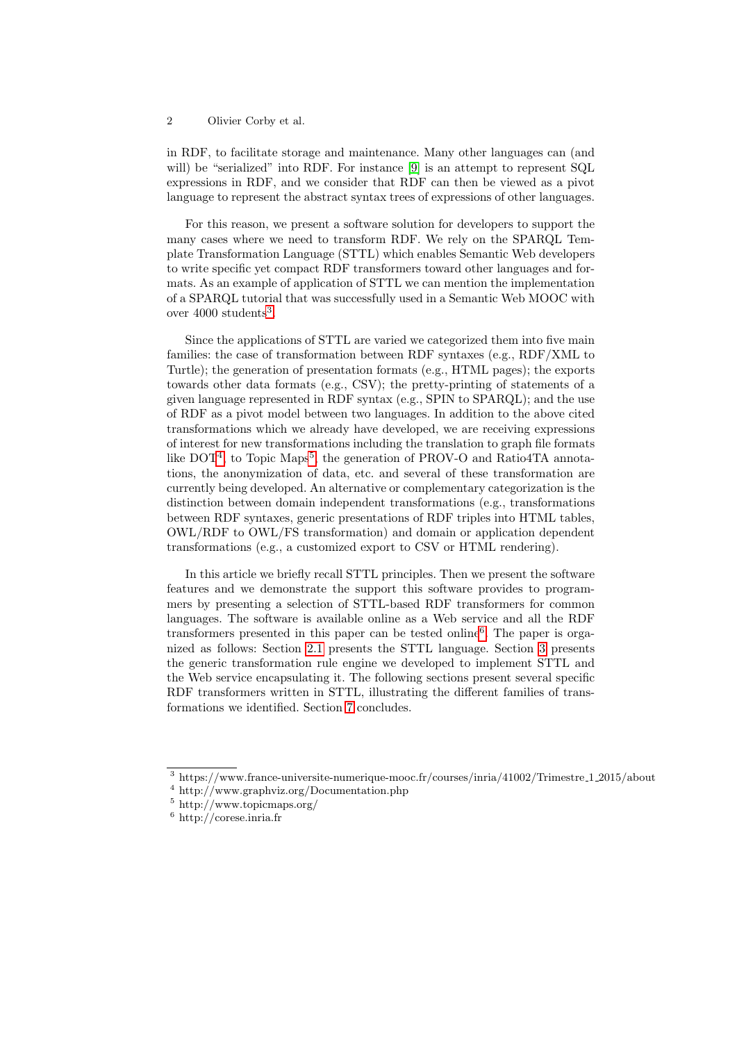in RDF, to facilitate storage and maintenance. Many other languages can (and will) be "serialized" into RDF. For instance [9] is an attempt to represent SQL expressions in RDF, and we consider that RDF can then be viewed as a pivot language to represent the abstract syntax trees of expressions of other languages.

For this reason, we present a software solution for developers to support the many cases where we need to transform RDF. We rely on the SPARQL Template Transformation Language (STTL) which enables Semantic Web developers to write specific yet compact RDF transformers toward other languages and formats. As an example of application of STTL we can mention the implementation of a SPARQL tutorial that was successfully used in a Semantic Web MOOC with over 4000 students[3].

Since the applications of STTL are varied we categorized them into five main families: the case of transformation between RDF syntaxes (e.g., RDF/XML to Turtle); the generation of presentation formats (e.g., HTML pages); the exports towards other data formats (e.g., CSV); the pretty-printing of statements of a given language represented in RDF syntax (e.g., SPIN to SPARQL); and the use of RDF as a pivot model between two languages. In addition to the above cited transformations which we already have developed, we are receiving expressions of interest for new transformations including the translation to graph file formats like DOT[4], to Topic Maps[5], the generation of PROV-O and Ratio4TA annotations, the anonymization of data, etc. and several of these transformation are currently being developed. An alternative or complementary categorization is the distinction between domain independent transformations (e.g., transformations between RDF syntaxes, generic presentations of RDF triples into HTML tables, OWL/RDF to OWL/FS transformation) and domain or application dependent transformations (e.g., a customized export to CSV or HTML rendering).

In this article we briefly recall STTL principles. Then we present the software features and we demonstrate the support this software provides to programmers by presenting a selection of STTL-based RDF transformers for common languages. The software is available online as a Web service and all the RDF transformers presented in this paper can be tested online[6]. The paper is organized as follows: Section 2.1 presents the STTL language. Section 3 presents the generic transformation rule engine we developed to implement STTL and the Web service encapsulating it. The following sections present several specific RDF transformers written in STTL, illustrating the different families of transformations we identified. Section 7 concludes.

---

[3] https://www.france-universite-numerique-mooc.fr/courses/inria/41002/Trimestre_1_2015/about

[4] http://www.graphviz.org/Documentation.php

[5] http://www.topicmaps.org/

[6] http://corese.inria.fr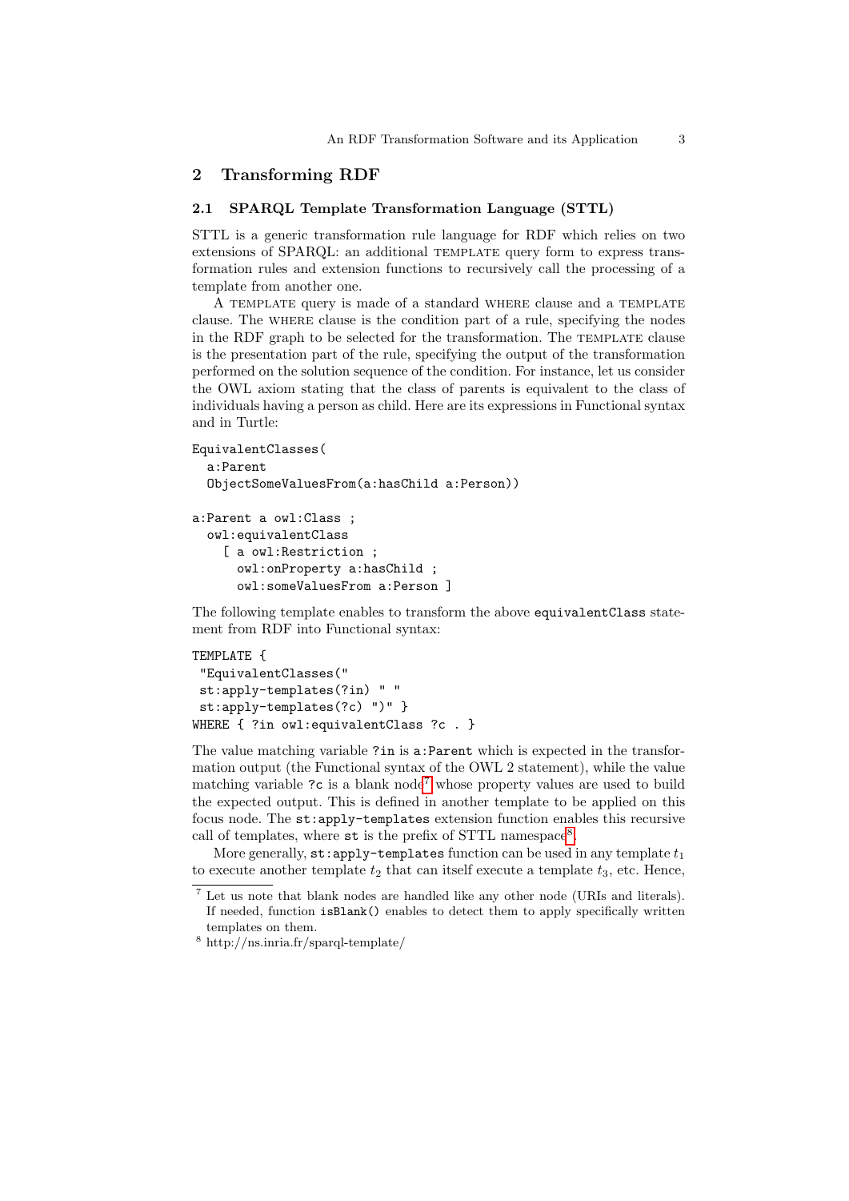## 2 Transforming RDF

### 2.1 SPARQL Template Transformation Language (STTL)

STTL is a generic transformation rule language for RDF which relies on two extensions of SPARQL: an additional TEMPLATE query form to express transformation rules and extension functions to recursively call the processing of a template from another one.

A TEMPLATE query is made of a standard WHERE clause and a TEMPLATE clause. The WHERE clause is the condition part of a rule, specifying the nodes in the RDF graph to be selected for the transformation. The TEMPLATE clause is the presentation part of the rule, specifying the output of the transformation performed on the solution sequence of the condition. For instance, let us consider the OWL axiom stating that the class of parents is equivalent to the class of individuals having a person as child. Here are its expressions in Functional syntax and in Turtle:

```
EquivalentClasses(
  a:Parent
  ObjectSomeValuesFrom(a:hasChild a:Person))

a:Parent a owl:Class ;
  owl:equivalentClass
    [ a owl:Restriction ;
      owl:onProperty a:hasChild ;
      owl:someValuesFrom a:Person ]
```

The following template enables to transform the above `equivalentClass` statement from RDF into Functional syntax:

```
TEMPLATE {
 "EquivalentClasses("
 st:apply-templates(?in) " "
 st:apply-templates(?c) ")" }
WHERE { ?in owl:equivalentClass ?c . }
```

The value matching variable `?in` is `a:Parent` which is expected in the transformation output (the Functional syntax of the OWL 2 statement), while the value matching variable `?c` is a blank node[7] whose property values are used to build the expected output. This is defined in another template to be applied on this focus node. The `st:apply-templates` extension function enables this recursive call of templates, where `st` is the prefix of STTL namespace[8].

More generally, `st:apply-templates` function can be used in any template $t_1$ to execute another template $t_2$ that can itself execute a template $t_3$, etc. Hence,

[7] Let us note that blank nodes are handled like any other node (URIs and literals). If needed, function `isBlank()` enables to detect them to apply specifically written templates on them.

[8] http://ns.inria.fr/sparql-template/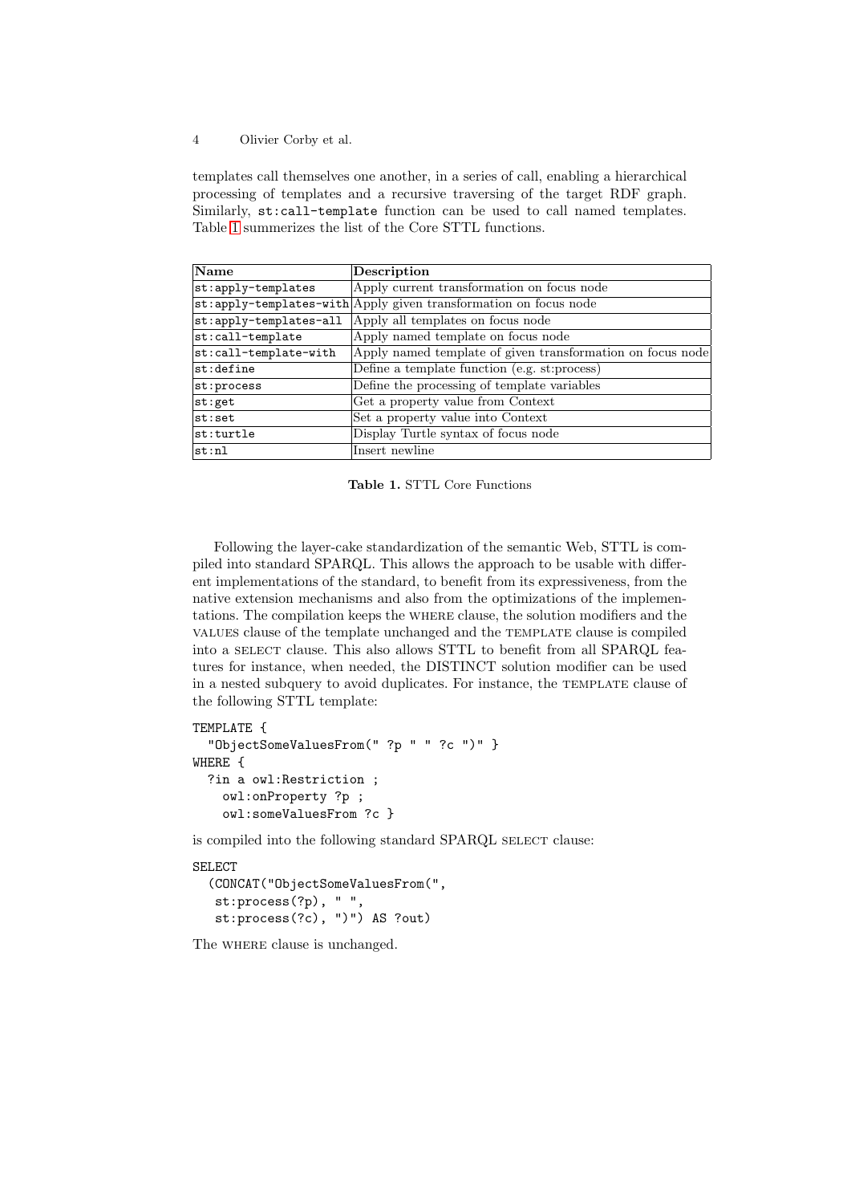templates call themselves one another, in a series of call, enabling a hierarchical processing of templates and a recursive traversing of the target RDF graph. Similarly, `st:call-template` function can be used to call named templates. Table 1 summerizes the list of the Core STTL functions.

| Name | Description |
| --- | --- |
| `st:apply-templates` | Apply current transformation on focus node |
| `st:apply-templates-with` | Apply given transformation on focus node |
| `st:apply-templates-all` | Apply all templates on focus node |
| `st:call-template` | Apply named template on focus node |
| `st:call-template-with` | Apply named template of given transformation on focus node |
| `st:define` | Define a template function (e.g. st:process) |
| `st:process` | Define the processing of template variables |
| `st:get` | Get a property value from Context |
| `st:set` | Set a property value into Context |
| `st:turtle` | Display Turtle syntax of focus node |
| `st:nl` | Insert newline |

**Table 1.** STTL Core Functions

Following the layer-cake standardization of the semantic Web, STTL is compiled into standard SPARQL. This allows the approach to be usable with different implementations of the standard, to benefit from its expressiveness, from the native extension mechanisms and also from the optimizations of the implementations. The compilation keeps the WHERE clause, the solution modifiers and the VALUES clause of the template unchanged and the TEMPLATE clause is compiled into a SELECT clause. This also allows STTL to benefit from all SPARQL features for instance, when needed, the DISTINCT solution modifier can be used in a nested subquery to avoid duplicates. For instance, the TEMPLATE clause of the following STTL template:

```
TEMPLATE {
  "ObjectSomeValuesFrom(" ?p " " ?c ")" }
WHERE {
  ?in a owl:Restriction ;
    owl:onProperty ?p ;
    owl:someValuesFrom ?c }
```

is compiled into the following standard SPARQL SELECT clause:

```
SELECT
  (CONCAT("ObjectSomeValuesFrom(",
   st:process(?p), " ",
   st:process(?c), ")") AS ?out)
```

The WHERE clause is unchanged.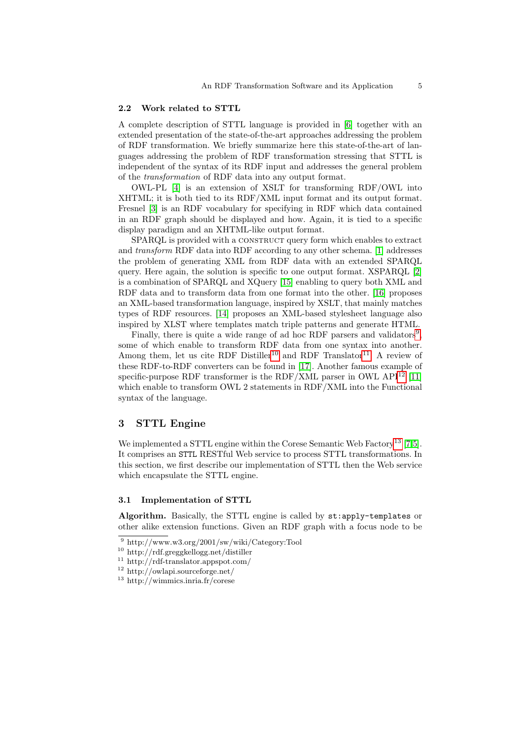### 2.2 Work related to STTL

A complete description of STTL language is provided in [6] together with an extended presentation of the state-of-the-art approaches addressing the problem of RDF transformation. We briefly summarize here this state-of-the-art of languages addressing the problem of RDF transformation stressing that STTL is independent of the syntax of its RDF input and addresses the general problem of the *transformation* of RDF data into any output format.

OWL-PL [4] is an extension of XSLT for transforming RDF/OWL into XHTML; it is both tied to its RDF/XML input format and its output format. Fresnel [3] is an RDF vocabulary for specifying in RDF which data contained in an RDF graph should be displayed and how. Again, it is tied to a specific display paradigm and an XHTML-like output format.

SPARQL is provided with a CONSTRUCT query form which enables to extract and *transform* RDF data into RDF according to any other schema. [1] addresses the problem of generating XML from RDF data with an extended SPARQL query. Here again, the solution is specific to one output format. XSPARQL [2] is a combination of SPARQL and XQuery [15] enabling to query both XML and RDF data and to transform data from one format into the other. [16] proposes an XML-based transformation language, inspired by XSLT, that mainly matches types of RDF resources. [14] proposes an XML-based stylesheet language also inspired by XLST where templates match triple patterns and generate HTML.

Finally, there is quite a wide range of ad hoc RDF parsers and validators[9], some of which enable to transform RDF data from one syntax into another. Among them, let us cite RDF Distiller[10] and RDF Translator[11]. A review of these RDF-to-RDF converters can be found in [17]. Another famous example of specific-purpose RDF transformer is the RDF/XML parser in OWL API[12] [11] which enable to transform OWL 2 statements in RDF/XML into the Functional syntax of the language.

## 3 STTL Engine

We implemented a STTL engine within the Corese Semantic Web Factory[13] [7,5]. It comprises an `STTL` RESTful Web service to process STTL transformations. In this section, we first describe our implementation of STTL then the Web service which encapsulate the STTL engine.

### 3.1 Implementation of STTL

**Algorithm.** Basically, the STTL engine is called by `st:apply-templates` or other alike extension functions. Given an RDF graph with a focus node to be

[9] http://www.w3.org/2001/sw/wiki/Category:Tool

[10] http://rdf.greggkellogg.net/distiller

[11] http://rdf-translator.appspot.com/

[12] http://owlapi.sourceforge.net/

[13] http://wimmics.inria.fr/corese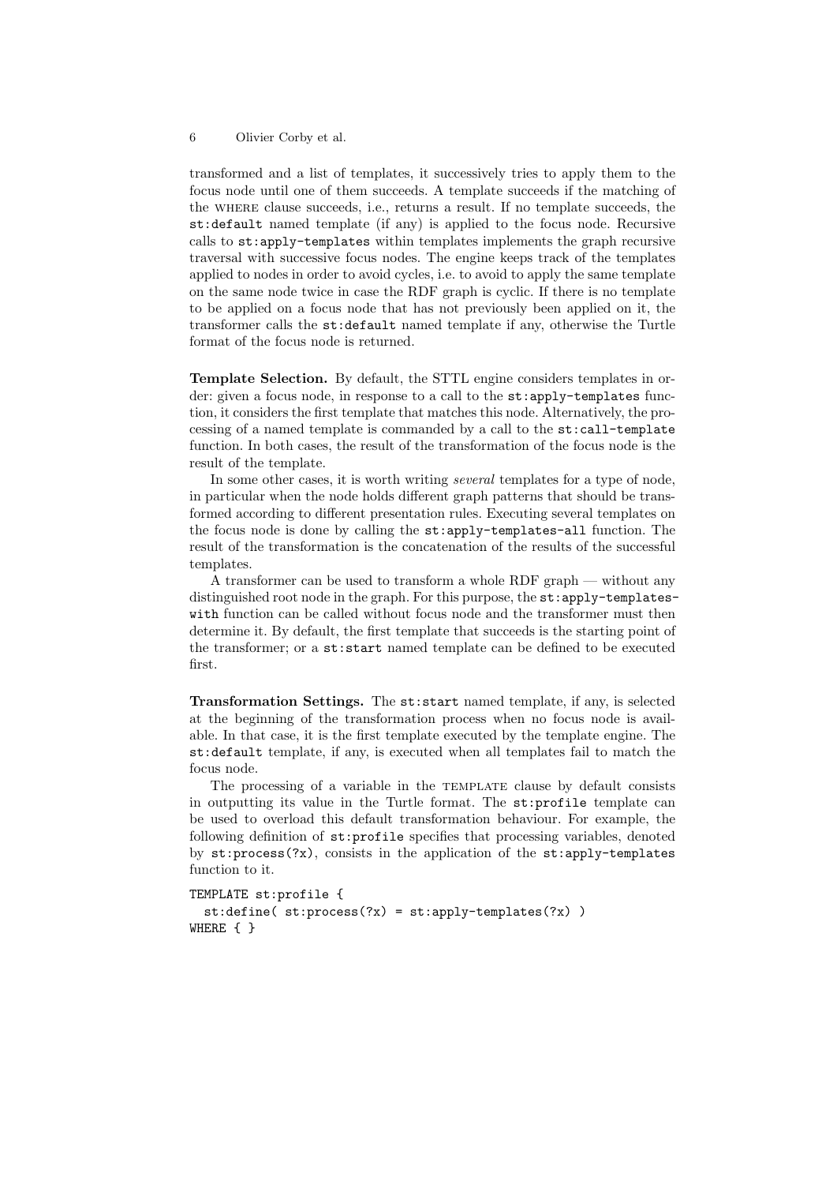transformed and a list of templates, it successively tries to apply them to the focus node until one of them succeeds. A template succeeds if the matching of the WHERE clause succeeds, i.e., returns a result. If no template succeeds, the `st:default` named template (if any) is applied to the focus node. Recursive calls to `st:apply-templates` within templates implements the graph recursive traversal with successive focus nodes. The engine keeps track of the templates applied to nodes in order to avoid cycles, i.e. to avoid to apply the same template on the same node twice in case the RDF graph is cyclic. If there is no template to be applied on a focus node that has not previously been applied on it, the transformer calls the `st:default` named template if any, otherwise the Turtle format of the focus node is returned.

**Template Selection.** By default, the STTL engine considers templates in order: given a focus node, in response to a call to the `st:apply-templates` function, it considers the first template that matches this node. Alternatively, the processing of a named template is commanded by a call to the `st:call-template` function. In both cases, the result of the transformation of the focus node is the result of the template.

In some other cases, it is worth writing *several* templates for a type of node, in particular when the node holds different graph patterns that should be transformed according to different presentation rules. Executing several templates on the focus node is done by calling the `st:apply-templates-all` function. The result of the transformation is the concatenation of the results of the successful templates.

A transformer can be used to transform a whole RDF graph — without any distinguished root node in the graph. For this purpose, the `st:apply-templates-with` function can be called without focus node and the transformer must then determine it. By default, the first template that succeeds is the starting point of the transformer; or a `st:start` named template can be defined to be executed first.

**Transformation Settings.** The `st:start` named template, if any, is selected at the beginning of the transformation process when no focus node is available. In that case, it is the first template executed by the template engine. The `st:default` template, if any, is executed when all templates fail to match the focus node.

The processing of a variable in the TEMPLATE clause by default consists in outputting its value in the Turtle format. The `st:profile` template can be used to overload this default transformation behaviour. For example, the following definition of `st:profile` specifies that processing variables, denoted by `st:process(?x)`, consists in the application of the `st:apply-templates` function to it.

```
TEMPLATE st:profile {
  st:define( st:process(?x) = st:apply-templates(?x) )
WHERE { }
```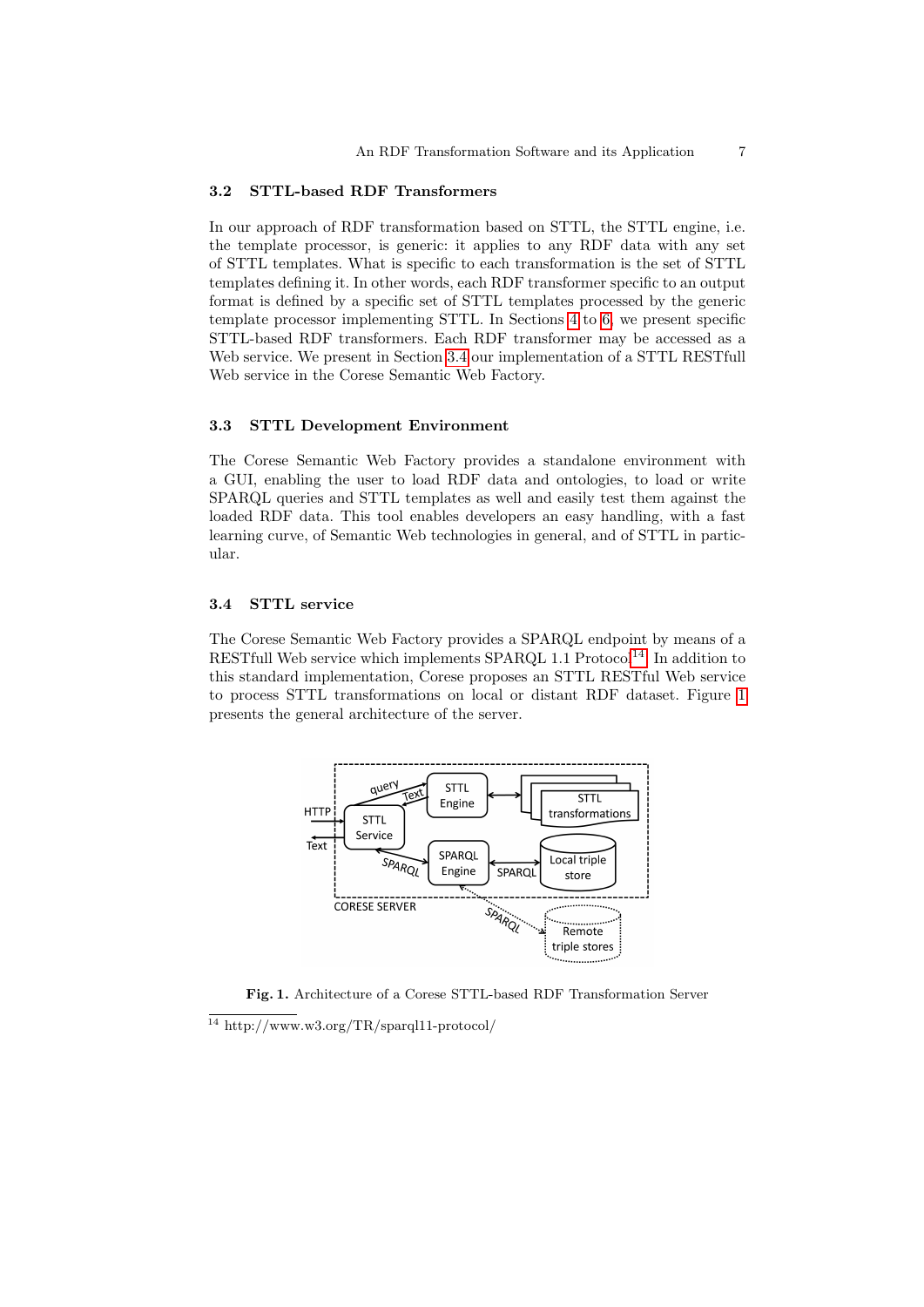### 3.2 STTL-based RDF Transformers

In our approach of RDF transformation based on STTL, the STTL engine, i.e. the template processor, is generic: it applies to any RDF data with any set of STTL templates. What is specific to each transformation is the set of STTL templates defining it. In other words, each RDF transformer specific to an output format is defined by a specific set of STTL templates processed by the generic template processor implementing STTL. In Sections 4 to 6, we present specific STTL-based RDF transformers. Each RDF transformer may be accessed as a Web service. We present in Section 3.4 our implementation of a STTL RESTfull Web service in the Corese Semantic Web Factory.

### 3.3 STTL Development Environment

The Corese Semantic Web Factory provides a standalone environment with a GUI, enabling the user to load RDF data and ontologies, to load or write SPARQL queries and STTL templates as well and easily test them against the loaded RDF data. This tool enables developers an easy handling, with a fast learning curve, of Semantic Web technologies in general, and of STTL in particular.

### 3.4 STTL service

The Corese Semantic Web Factory provides a SPARQL endpoint by means of a RESTfull Web service which implements SPARQL 1.1 Protocol[14]. In addition to this standard implementation, Corese proposes an STTL RESTful Web service to process STTL transformations on local or distant RDF dataset. Figure 1 presents the general architecture of the server.

**Fig. 1.** Architecture of a Corese STTL-based RDF Transformation Server

[14] http://www.w3.org/TR/sparql11-protocol/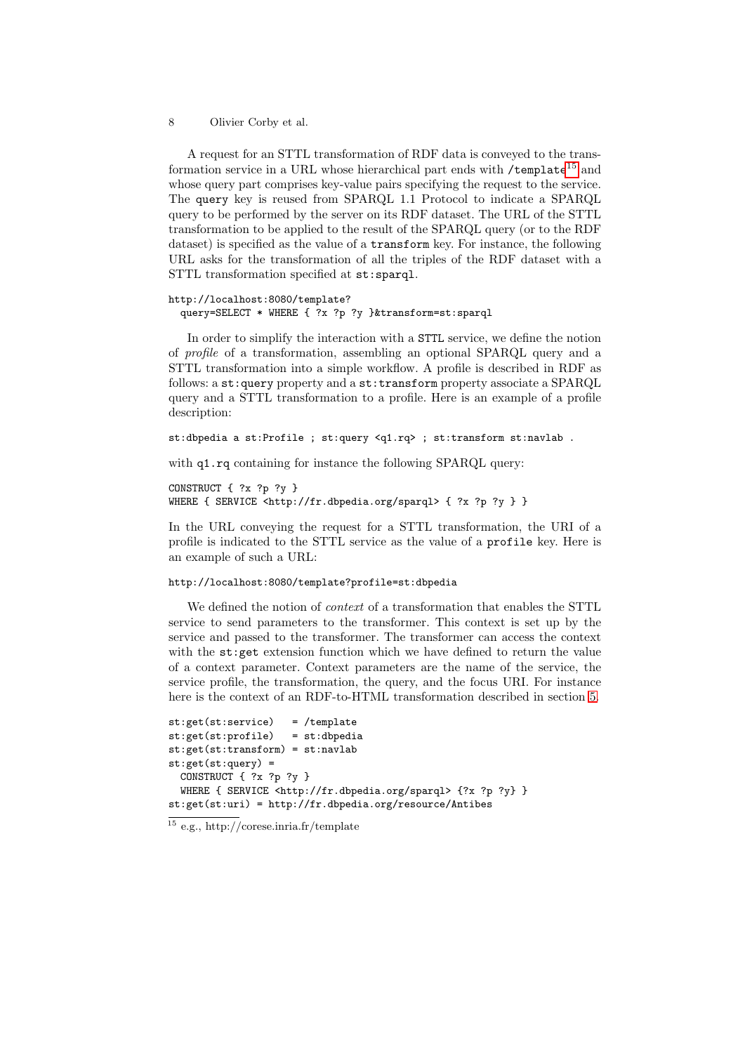A request for an STTL transformation of RDF data is conveyed to the transformation service in a URL whose hierarchical part ends with `/template`[15] and whose query part comprises key-value pairs specifying the request to the service. The `query` key is reused from SPARQL 1.1 Protocol to indicate a SPARQL query to be performed by the server on its RDF dataset. The URL of the STTL transformation to be applied to the result of the SPARQL query (or to the RDF dataset) is specified as the value of a `transform` key. For instance, the following URL asks for the transformation of all the triples of the RDF dataset with a STTL transformation specified at `st:sparql`.

```
http://localhost:8080/template?
  query=SELECT * WHERE { ?x ?p ?y }&transform=st:sparql
```

In order to simplify the interaction with a STTL service, we define the notion of *profile* of a transformation, assembling an optional SPARQL query and a STTL transformation into a simple workflow. A profile is described in RDF as follows: a `st:query` property and a `st:transform` property associate a SPARQL query and a STTL transformation to a profile. Here is an example of a profile description:

```
st:dbpedia a st:Profile ; st:query <q1.rq> ; st:transform st:navlab .
```

with `q1.rq` containing for instance the following SPARQL query:

```
CONSTRUCT { ?x ?p ?y }
WHERE { SERVICE <http://fr.dbpedia.org/sparql> { ?x ?p ?y } }
```

In the URL conveying the request for a STTL transformation, the URI of a profile is indicated to the STTL service as the value of a `profile` key. Here is an example of such a URL:

```
http://localhost:8080/template?profile=st:dbpedia
```

We defined the notion of *context* of a transformation that enables the STTL service to send parameters to the transformer. This context is set up by the service and passed to the transformer. The transformer can access the context with the `st:get` extension function which we have defined to return the value of a context parameter. Context parameters are the name of the service, the service profile, the transformation, the query, and the focus URI. For instance here is the context of an RDF-to-HTML transformation described in section 5.

```
st:get(st:service)   = /template
st:get(st:profile)   = st:dbpedia
st:get(st:transform) = st:navlab
st:get(st:query) =
  CONSTRUCT { ?x ?p ?y }
  WHERE { SERVICE <http://fr.dbpedia.org/sparql> {?x ?p ?y} }
st:get(st:uri) = http://fr.dbpedia.org/resource/Antibes
```

[15] e.g., http://corese.inria.fr/template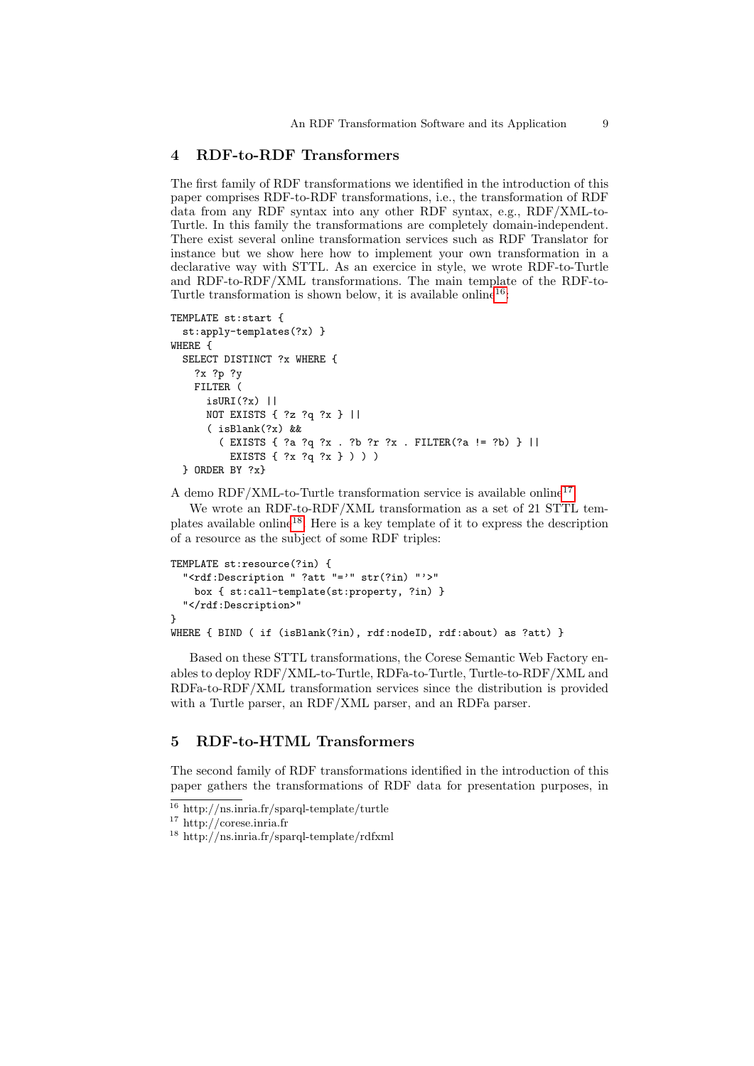## 4 RDF-to-RDF Transformers

The first family of RDF transformations we identified in the introduction of this paper comprises RDF-to-RDF transformations, i.e., the transformation of RDF data from any RDF syntax into any other RDF syntax, e.g., RDF/XML-to-Turtle. In this family the transformations are completely domain-independent. There exist several online transformation services such as RDF Translator for instance but we show here how to implement your own transformation in a declarative way with STTL. As an exercice in style, we wrote RDF-to-Turtle and RDF-to-RDF/XML transformations. The main template of the RDF-to-Turtle transformation is shown below, it is available online[16]:

```
TEMPLATE st:start {
  st:apply-templates(?x) }
WHERE {
  SELECT DISTINCT ?x WHERE {
    ?x ?p ?y
    FILTER (
      isURI(?x) ||
      NOT EXISTS { ?z ?q ?x } ||
      ( isBlank(?x) &&
        ( EXISTS { ?a ?q ?x . ?b ?r ?x . FILTER(?a != ?b) } ||
          EXISTS { ?x ?q ?x } ) ) )
  } ORDER BY ?x}
```

A demo RDF/XML-to-Turtle transformation service is available online[17].

We wrote an RDF-to-RDF/XML transformation as a set of 21 STTL templates available online[18]. Here is a key template of it to express the description of a resource as the subject of some RDF triples:

```
TEMPLATE st:resource(?in) {
  "<rdf:Description " ?att "='" str(?in) "'>"
    box { st:call-template(st:property, ?in) }
  "</rdf:Description>"
}
WHERE { BIND ( if (isBlank(?in), rdf:nodeID, rdf:about) as ?att) }
```

Based on these STTL transformations, the Corese Semantic Web Factory enables to deploy RDF/XML-to-Turtle, RDFa-to-Turtle, Turtle-to-RDF/XML and RDFa-to-RDF/XML transformation services since the distribution is provided with a Turtle parser, an RDF/XML parser, and an RDFa parser.

## 5 RDF-to-HTML Transformers

The second family of RDF transformations identified in the introduction of this paper gathers the transformations of RDF data for presentation purposes, in

[16] http://ns.inria.fr/sparql-template/turtle

[17] http://corese.inria.fr

[18] http://ns.inria.fr/sparql-template/rdfxml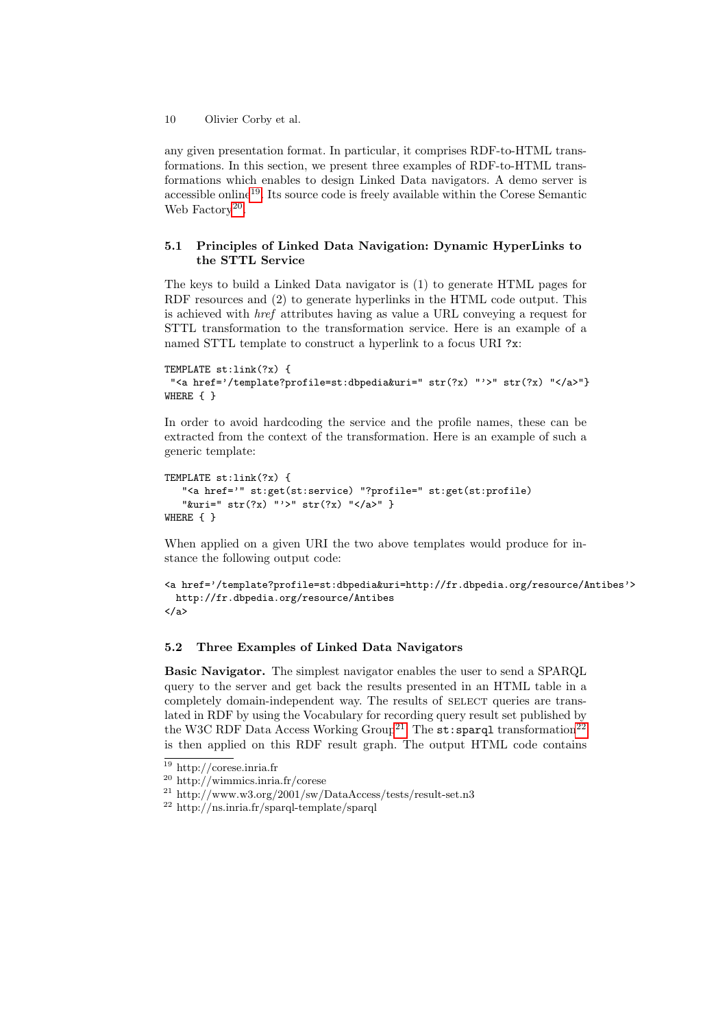any given presentation format. In particular, it comprises RDF-to-HTML transformations. In this section, we present three examples of RDF-to-HTML transformations which enables to design Linked Data navigators. A demo server is accessible online[19]. Its source code is freely available within the Corese Semantic Web Factory[20].

### 5.1 Principles of Linked Data Navigation: Dynamic HyperLinks to the STTL Service

The keys to build a Linked Data navigator is (1) to generate HTML pages for RDF resources and (2) to generate hyperlinks in the HTML code output. This is achieved with *href* attributes having as value a URL conveying a request for STTL transformation to the transformation service. Here is an example of a named STTL template to construct a hyperlink to a focus URI `?x`:

```
TEMPLATE st:link(?x) {
 "<a href='/template?profile=st:dbpedia&uri=" str(?x) "'>" str(?x) "</a>"}
WHERE { }
```

In order to avoid hardcoding the service and the profile names, these can be extracted from the context of the transformation. Here is an example of such a generic template:

```
TEMPLATE st:link(?x) {
   "<a href='" st:get(st:service) "?profile=" st:get(st:profile)
   "&uri=" str(?x) "'>" str(?x) "</a>" }
WHERE { }
```

When applied on a given URI the two above templates would produce for instance the following output code:

```
<a href='/template?profile=st:dbpedia&uri=http://fr.dbpedia.org/resource/Antibes'>
  http://fr.dbpedia.org/resource/Antibes
</a>
```

### 5.2 Three Examples of Linked Data Navigators

**Basic Navigator.** The simplest navigator enables the user to send a SPARQL query to the server and get back the results presented in an HTML table in a completely domain-independent way. The results of SELECT queries are translated in RDF by using the Vocabulary for recording query result set published by the W3C RDF Data Access Working Group[21]. The `st:sparql` transformation[22] is then applied on this RDF result graph. The output HTML code contains

---

[19] http://corese.inria.fr

[20] http://wimmics.inria.fr/corese

[21] http://www.w3.org/2001/sw/DataAccess/tests/result-set.n3

[22] http://ns.inria.fr/sparql-template/sparql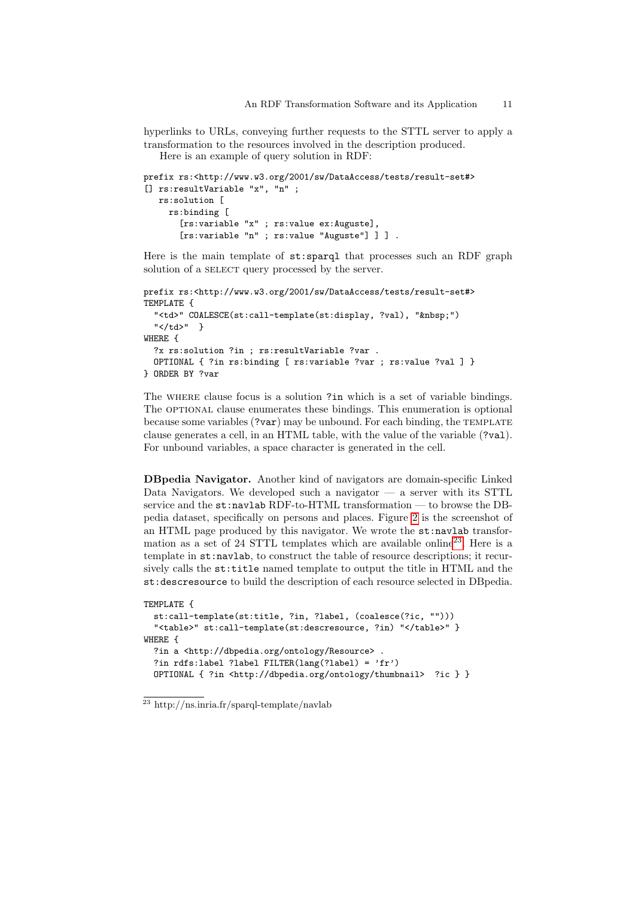hyperlinks to URLs, conveying further requests to the STTL server to apply a transformation to the resources involved in the description produced.

Here is an example of query solution in RDF:

```
prefix rs:<http://www.w3.org/2001/sw/DataAccess/tests/result-set#>
[] rs:resultVariable "x", "n" ;
   rs:solution [
     rs:binding [
       [rs:variable "x" ; rs:value ex:Auguste],
       [rs:variable "n" ; rs:value "Auguste"] ] ] .
```

Here is the main template of st:sparql that processes such an RDF graph solution of a SELECT query processed by the server.

```
prefix rs:<http://www.w3.org/2001/sw/DataAccess/tests/result-set#>
TEMPLATE {
  "<td>" COALESCE(st:call-template(st:display, ?val), "&nbsp;")
  "</td>"  }
WHERE {
  ?x rs:solution ?in ; rs:resultVariable ?var .
  OPTIONAL { ?in rs:binding [ rs:variable ?var ; rs:value ?val ] }
} ORDER BY ?var
```

The WHERE clause focus is a solution ?in which is a set of variable bindings. The OPTIONAL clause enumerates these bindings. This enumeration is optional because some variables (?var) may be unbound. For each binding, the TEMPLATE clause generates a cell, in an HTML table, with the value of the variable (?val). For unbound variables, a space character is generated in the cell.

**DBpedia Navigator.** Another kind of navigators are domain-specific Linked Data Navigators. We developed such a navigator — a server with its STTL service and the st:navlab RDF-to-HTML transformation — to browse the DBpedia dataset, specifically on persons and places. Figure 2 is the screenshot of an HTML page produced by this navigator. We wrote the st:navlab transformation as a set of 24 STTL templates which are available online[23]. Here is a template in st:navlab, to construct the table of resource descriptions; it recursively calls the st:title named template to output the title in HTML and the st:descresource to build the description of each resource selected in DBpedia.

```
TEMPLATE {
  st:call-template(st:title, ?in, ?label, (coalesce(?ic, "")))
  "<table>" st:call-template(st:descresource, ?in) "</table>" }
WHERE {
  ?in a <http://dbpedia.org/ontology/Resource> .
  ?in rdfs:label ?label FILTER(lang(?label) = 'fr')
  OPTIONAL { ?in <http://dbpedia.org/ontology/thumbnail>  ?ic } }
```

[23] http://ns.inria.fr/sparql-template/navlab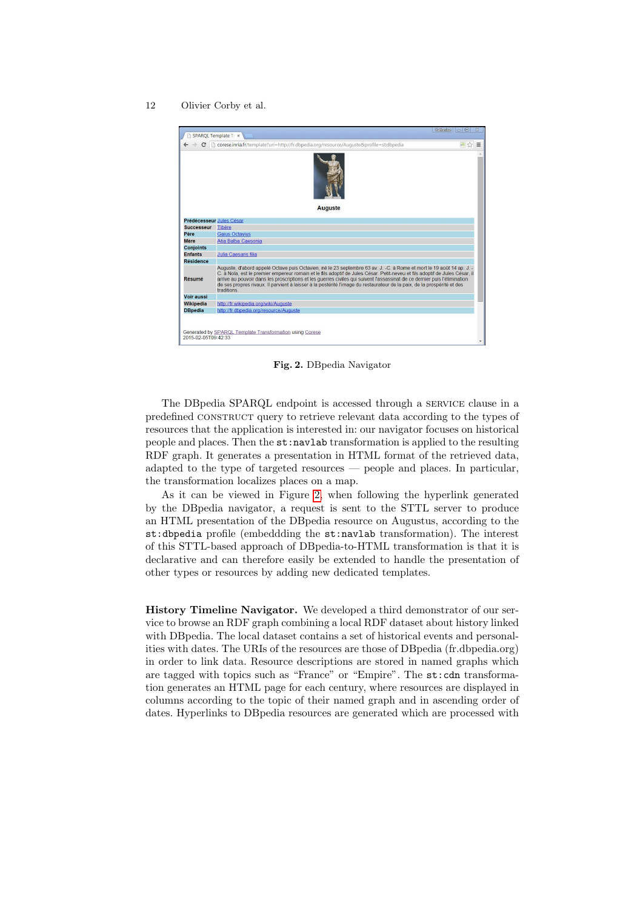Fig. 2. DBpedia Navigator

The DBpedia SPARQL endpoint is accessed through a SERVICE clause in a predefined CONSTRUCT query to retrieve relevant data according to the types of resources that the application is interested in: our navigator focuses on historical people and places. Then the `st:navlab` transformation is applied to the resulting RDF graph. It generates a presentation in HTML format of the retrieved data, adapted to the type of targeted resources — people and places. In particular, the transformation localizes places on a map.

As it can be viewed in Figure 2, when following the hyperlink generated by the DBpedia navigator, a request is sent to the STTL server to produce an HTML presentation of the DBpedia resource on Augustus, according to the `st:dbpedia` profile (embeddding the `st:navlab` transformation). The interest of this STTL-based approach of DBpedia-to-HTML transformation is that it is declarative and can therefore easily be extended to handle the presentation of other types or resources by adding new dedicated templates.

**History Timeline Navigator.** We developed a third demonstrator of our service to browse an RDF graph combining a local RDF dataset about history linked with DBpedia. The local dataset contains a set of historical events and personalities with dates. The URIs of the resources are those of DBpedia (fr.dbpedia.org) in order to link data. Resource descriptions are stored in named graphs which are tagged with topics such as "France" or "Empire". The `st:cdn` transformation generates an HTML page for each century, where resources are displayed in columns according to the topic of their named graph and in ascending order of dates. Hyperlinks to DBpedia resources are generated which are processed with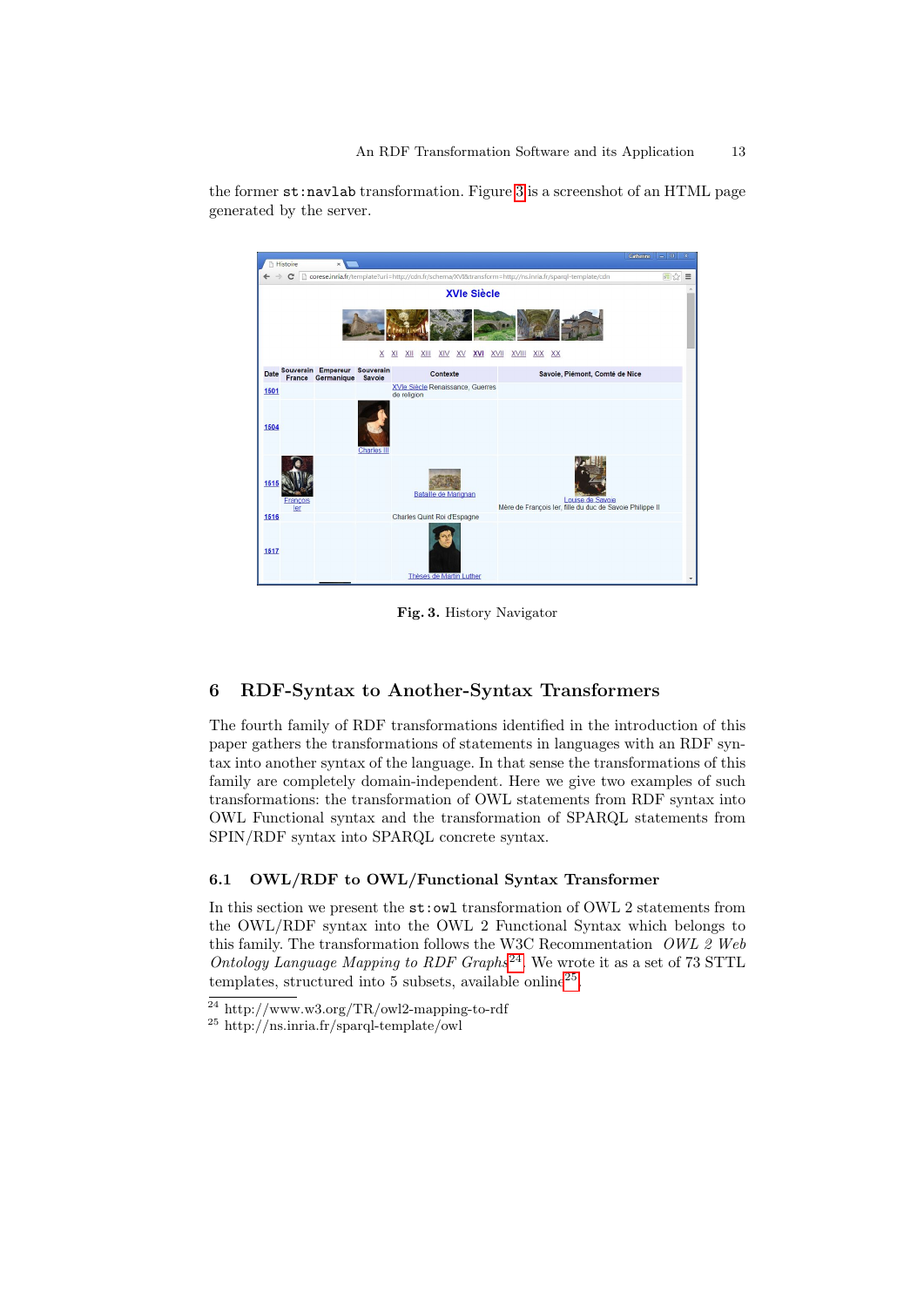the former `st:navlab` transformation. Figure 3 is a screenshot of an HTML page generated by the server.

**Fig. 3.** History Navigator

## 6 RDF-Syntax to Another-Syntax Transformers

The fourth family of RDF transformations identified in the introduction of this paper gathers the transformations of statements in languages with an RDF syntax into another syntax of the language. In that sense the transformations of this family are completely domain-independent. Here we give two examples of such transformations: the transformation of OWL statements from RDF syntax into OWL Functional syntax and the transformation of SPARQL statements from SPIN/RDF syntax into SPARQL concrete syntax.

### 6.1 OWL/RDF to OWL/Functional Syntax Transformer

In this section we present the `st:owl` transformation of OWL 2 statements from the OWL/RDF syntax into the OWL 2 Functional Syntax which belongs to this family. The transformation follows the W3C Recommendation *OWL 2 Web Ontology Language Mapping to RDF Graphs*[24]. We wrote it as a set of 73 STTL templates, structured into 5 subsets, available online[25].

[24] http://www.w3.org/TR/owl2-mapping-to-rdf
[25] http://ns.inria.fr/sparql-template/owl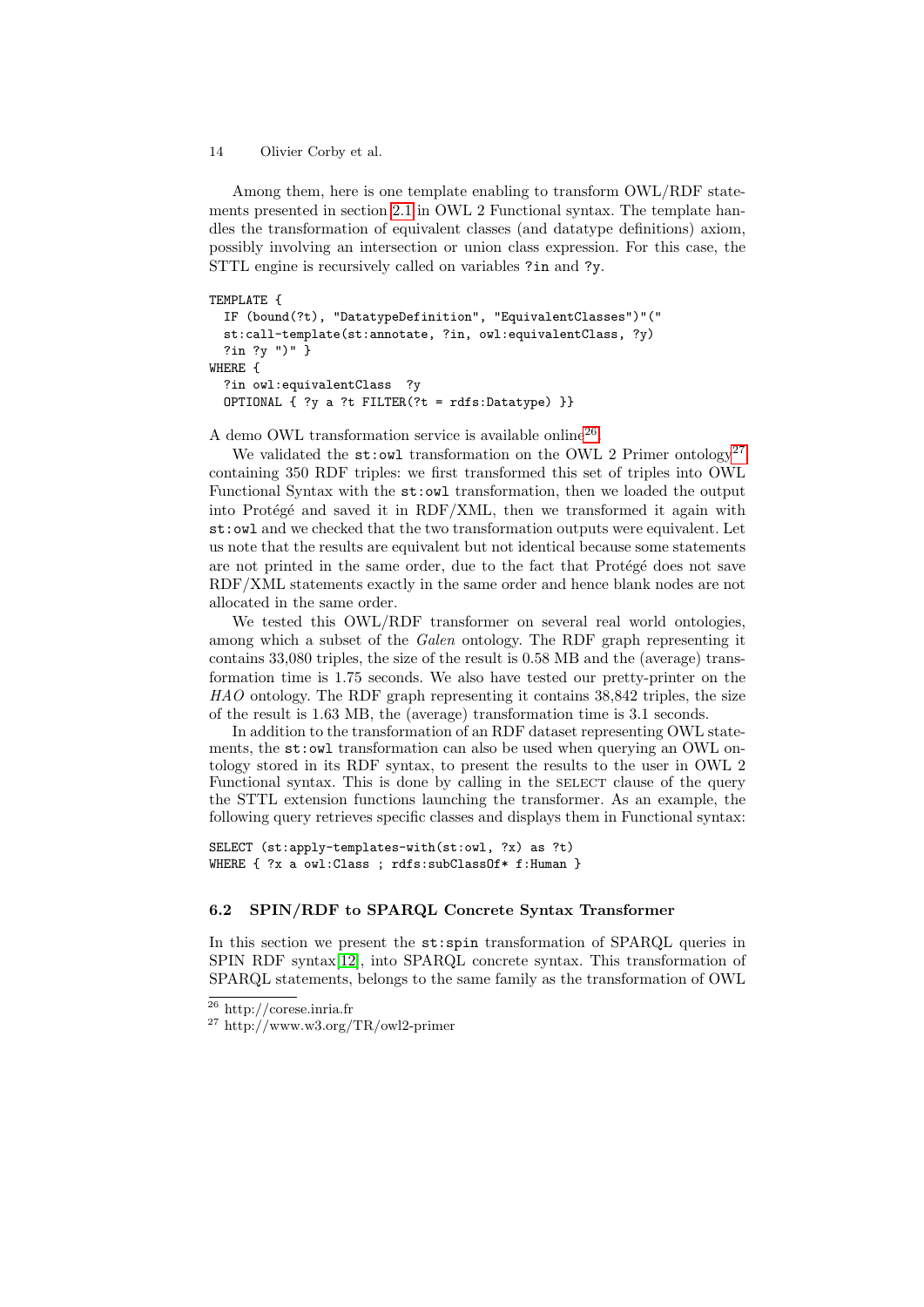Among them, here is one template enabling to transform OWL/RDF statements presented in section 2.1 in OWL 2 Functional syntax. The template handles the transformation of equivalent classes (and datatype definitions) axiom, possibly involving an intersection or union class expression. For this case, the STTL engine is recursively called on variables `?in` and `?y`.

```
TEMPLATE {
  IF (bound(?t), "DatatypeDefinition", "EquivalentClasses")"("
  st:call-template(st:annotate, ?in, owl:equivalentClass, ?y)
  ?in ?y ")" }
WHERE {
  ?in owl:equivalentClass  ?y
  OPTIONAL { ?y a ?t FILTER(?t = rdfs:Datatype) }}
```

A demo OWL transformation service is available online[26].

We validated the `st:owl` transformation on the OWL 2 Primer ontology[27] containing 350 RDF triples: we first transformed this set of triples into OWL Functional Syntax with the `st:owl` transformation, then we loaded the output into Protégé and saved it in RDF/XML, then we transformed it again with `st:owl` and we checked that the two transformation outputs were equivalent. Let us note that the results are equivalent but not identical because some statements are not printed in the same order, due to the fact that Protégé does not save RDF/XML statements exactly in the same order and hence blank nodes are not allocated in the same order.

We tested this OWL/RDF transformer on several real world ontologies, among which a subset of the *Galen* ontology. The RDF graph representing it contains 33,080 triples, the size of the result is 0.58 MB and the (average) transformation time is 1.75 seconds. We also have tested our pretty-printer on the *HAO* ontology. The RDF graph representing it contains 38,842 triples, the size of the result is 1.63 MB, the (average) transformation time is 3.1 seconds.

In addition to the transformation of an RDF dataset representing OWL statements, the `st:owl` transformation can also be used when querying an OWL ontology stored in its RDF syntax, to present the results to the user in OWL 2 Functional syntax. This is done by calling in the SELECT clause of the query the STTL extension functions launching the transformer. As an example, the following query retrieves specific classes and displays them in Functional syntax:

```
SELECT (st:apply-templates-with(st:owl, ?x) as ?t)
WHERE { ?x a owl:Class ; rdfs:subClassOf* f:Human }
```

### 6.2 SPIN/RDF to SPARQL Concrete Syntax Transformer

In this section we present the `st:spin` transformation of SPARQL queries in SPIN RDF syntax[12], into SPARQL concrete syntax. This transformation of SPARQL statements, belongs to the same family as the transformation of OWL

[26] http://corese.inria.fr

[27] http://www.w3.org/TR/owl2-primer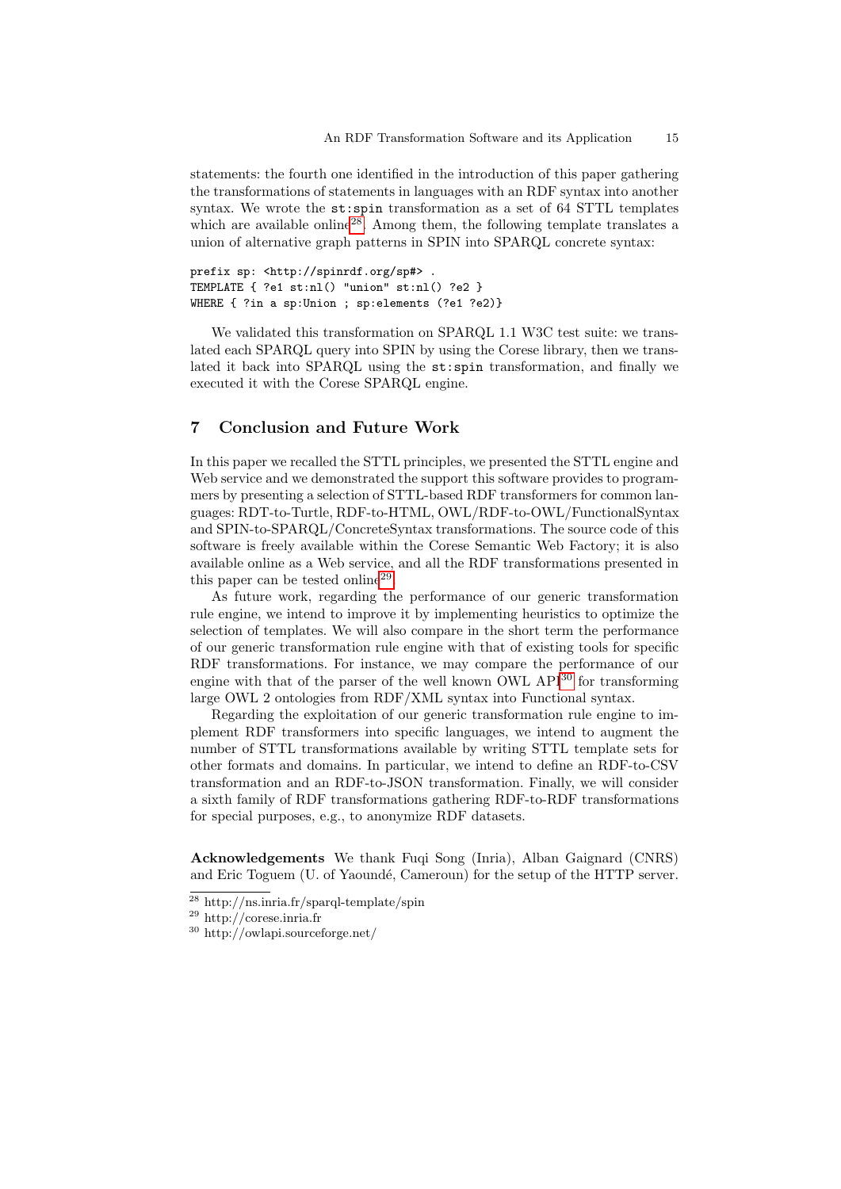statements: the fourth one identified in the introduction of this paper gathering the transformations of statements in languages with an RDF syntax into another syntax. We wrote the `st:spin` transformation as a set of 64 STTL templates which are available online[28]. Among them, the following template translates a union of alternative graph patterns in SPIN into SPARQL concrete syntax:

```
prefix sp: <http://spinrdf.org/sp#> .
TEMPLATE { ?e1 st:nl() "union" st:nl() ?e2 }
WHERE { ?in a sp:Union ; sp:elements (?e1 ?e2)}
```

We validated this transformation on SPARQL 1.1 W3C test suite: we translated each SPARQL query into SPIN by using the Corese library, then we translated it back into SPARQL using the `st:spin` transformation, and finally we executed it with the Corese SPARQL engine.

## 7 Conclusion and Future Work

In this paper we recalled the STTL principles, we presented the STTL engine and Web service and we demonstrated the support this software provides to programmers by presenting a selection of STTL-based RDF transformers for common languages: RDT-to-Turtle, RDF-to-HTML, OWL/RDF-to-OWL/FunctionalSyntax and SPIN-to-SPARQL/ConcreteSyntax transformations. The source code of this software is freely available within the Corese Semantic Web Factory; it is also available online as a Web service, and all the RDF transformations presented in this paper can be tested online[29].

As future work, regarding the performance of our generic transformation rule engine, we intend to improve it by implementing heuristics to optimize the selection of templates. We will also compare in the short term the performance of our generic transformation rule engine with that of existing tools for specific RDF transformations. For instance, we may compare the performance of our engine with that of the parser of the well known OWL API[30] for transforming large OWL 2 ontologies from RDF/XML syntax into Functional syntax.

Regarding the exploitation of our generic transformation rule engine to implement RDF transformers into specific languages, we intend to augment the number of STTL transformations available by writing STTL template sets for other formats and domains. In particular, we intend to define an RDF-to-CSV transformation and an RDF-to-JSON transformation. Finally, we will consider a sixth family of RDF transformations gathering RDF-to-RDF transformations for special purposes, e.g., to anonymize RDF datasets.

**Acknowledgements** We thank Fuqi Song (Inria), Alban Gaignard (CNRS) and Eric Toguem (U. of Yaoundé, Cameroun) for the setup of the HTTP server.

[28] http://ns.inria.fr/sparql-template/spin

[29] http://corese.inria.fr

[30] http://owlapi.sourceforge.net/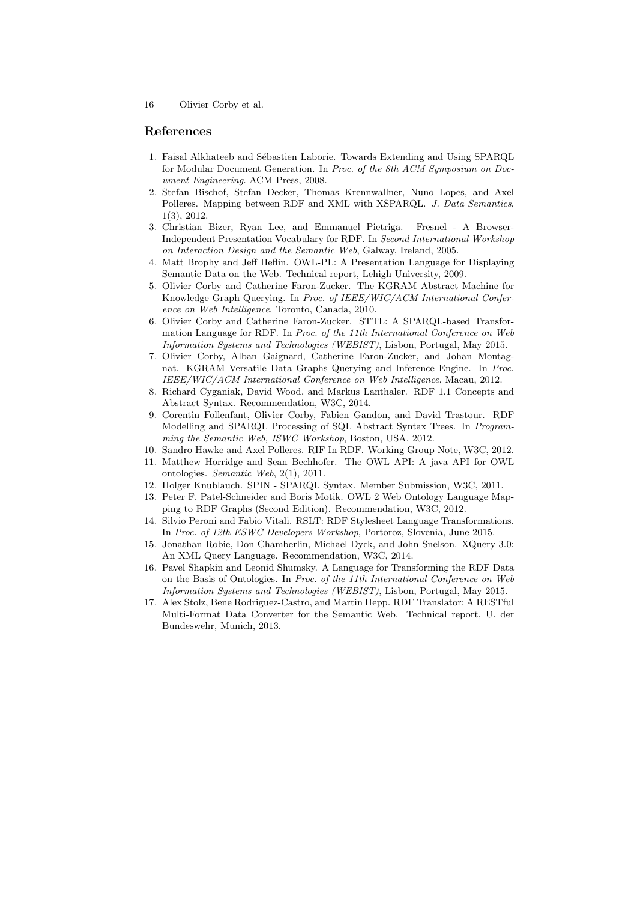## References

1. Faisal Alkhateeb and Sébastien Laborie. Towards Extending and Using SPARQL for Modular Document Generation. In *Proc. of the 8th ACM Symposium on Document Engineering*. ACM Press, 2008.
2. Stefan Bischof, Stefan Decker, Thomas Krennwallner, Nuno Lopes, and Axel Polleres. Mapping between RDF and XML with XSPARQL. *J. Data Semantics*, 1(3), 2012.
3. Christian Bizer, Ryan Lee, and Emmanuel Pietriga. Fresnel - A Browser-Independent Presentation Vocabulary for RDF. In *Second International Workshop on Interaction Design and the Semantic Web*, Galway, Ireland, 2005.
4. Matt Brophy and Jeff Heflin. OWL-PL: A Presentation Language for Displaying Semantic Data on the Web. Technical report, Lehigh University, 2009.
5. Olivier Corby and Catherine Faron-Zucker. The KGRAM Abstract Machine for Knowledge Graph Querying. In *Proc. of IEEE/WIC/ACM International Conference on Web Intelligence*, Toronto, Canada, 2010.
6. Olivier Corby and Catherine Faron-Zucker. STTL: A SPARQL-based Transformation Language for RDF. In *Proc. of the 11th International Conference on Web Information Systems and Technologies (WEBIST)*, Lisbon, Portugal, May 2015.
7. Olivier Corby, Alban Gaignard, Catherine Faron-Zucker, and Johan Montagnat. KGRAM Versatile Data Graphs Querying and Inference Engine. In *Proc. IEEE/WIC/ACM International Conference on Web Intelligence*, Macau, 2012.
8. Richard Cyganiak, David Wood, and Markus Lanthaler. RDF 1.1 Concepts and Abstract Syntax. Recommendation, W3C, 2014.
9. Corentin Follenfant, Olivier Corby, Fabien Gandon, and David Trastour. RDF Modelling and SPARQL Processing of SQL Abstract Syntax Trees. In *Programming the Semantic Web, ISWC Workshop*, Boston, USA, 2012.
10. Sandro Hawke and Axel Polleres. RIF In RDF. Working Group Note, W3C, 2012.
11. Matthew Horridge and Sean Bechhofer. The OWL API: A java API for OWL ontologies. *Semantic Web*, 2(1), 2011.
12. Holger Knublauch. SPIN - SPARQL Syntax. Member Submission, W3C, 2011.
13. Peter F. Patel-Schneider and Boris Motik. OWL 2 Web Ontology Language Mapping to RDF Graphs (Second Edition). Recommendation, W3C, 2012.
14. Silvio Peroni and Fabio Vitali. RSLT: RDF Stylesheet Language Transformations. In *Proc. of 12th ESWC Developers Workshop*, Portoroz, Slovenia, June 2015.
15. Jonathan Robie, Don Chamberlin, Michael Dyck, and John Snelson. XQuery 3.0: An XML Query Language. Recommendation, W3C, 2014.
16. Pavel Shapkin and Leonid Shumsky. A Language for Transforming the RDF Data on the Basis of Ontologies. In *Proc. of the 11th International Conference on Web Information Systems and Technologies (WEBIST)*, Lisbon, Portugal, May 2015.
17. Alex Stolz, Bene Rodriguez-Castro, and Martin Hepp. RDF Translator: A RESTful Multi-Format Data Converter for the Semantic Web. Technical report, U. der Bundeswehr, Munich, 2013.